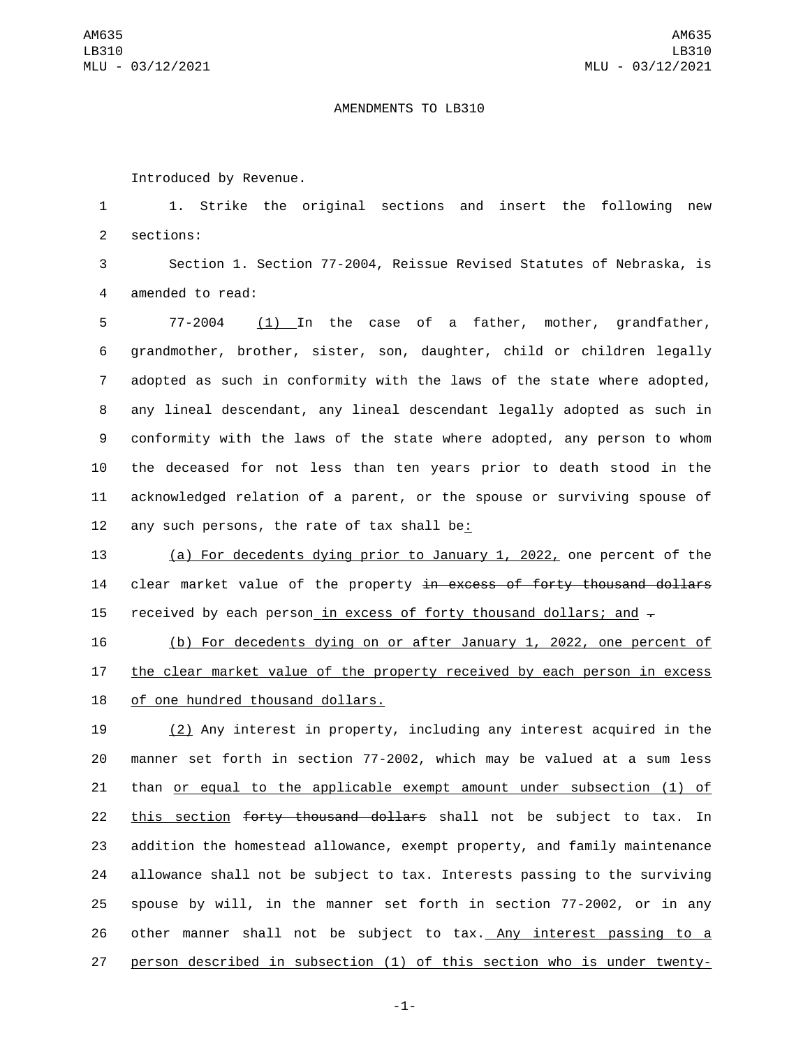AMENDMENTS TO LB310

Introduced by Revenue.

1. Strike the original sections and insert the following new sections:

Section 1. Section 77-2004, Reissue Revised Statutes of Nebraska, is amended to read:

77-2004 (1) In the case of a father, mother, grandfather, grandmother, brother, sister, son, daughter, child or children legally adopted as such in conformity with the laws of the state where adopted, any lineal descendant, any lineal descendant legally adopted as such in conformity with the laws of the state where adopted, any person to whom the deceased for not less than ten years prior to death stood in the acknowledged relation of a parent, or the spouse or surviving spouse of any such persons, the rate of tax shall be:

(a) For decedents dying prior to January 1, 2022, one percent of the clear market value of the property ~~in excess of forty thousand dollars~~ received by each person in excess of forty thousand dollars; and ~~.~~

(b) For decedents dying on or after January 1, 2022, one percent of the clear market value of the property received by each person in excess of one hundred thousand dollars.

(2) Any interest in property, including any interest acquired in the manner set forth in section 77-2002, which may be valued at a sum less than or equal to the applicable exempt amount under subsection (1) of this section ~~forty thousand dollars~~ shall not be subject to tax. In addition the homestead allowance, exempt property, and family maintenance allowance shall not be subject to tax. Interests passing to the surviving spouse by will, in the manner set forth in section 77-2002, or in any other manner shall not be subject to tax. Any interest passing to a person described in subsection (1) of this section who is under twenty-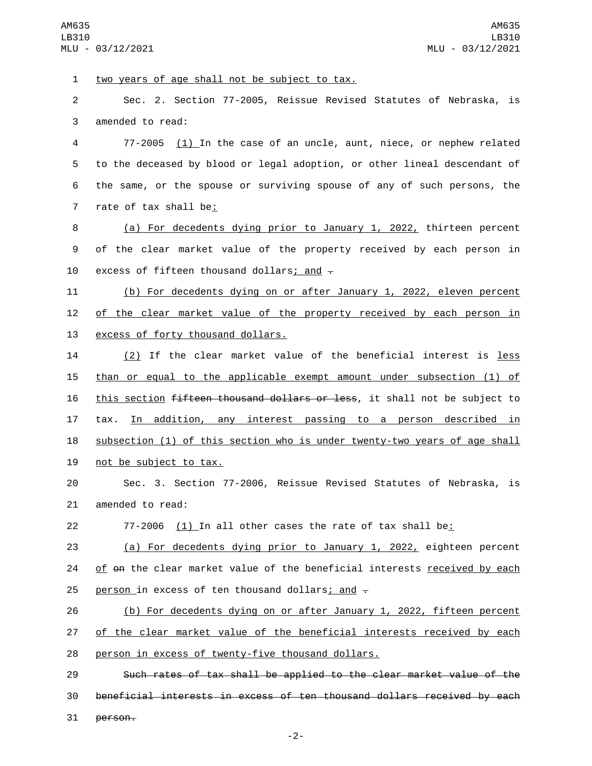two years of age shall not be subject to tax.

Sec. 2. Section 77-2005, Reissue Revised Statutes of Nebraska, is amended to read:

77-2005 (1) In the case of an uncle, aunt, niece, or nephew related to the deceased by blood or legal adoption, or other lineal descendant of the same, or the spouse or surviving spouse of any of such persons, the rate of tax shall be:

(a) For decedents dying prior to January 1, 2022, thirteen percent of the clear market value of the property received by each person in excess of fifteen thousand dollars; and ~~.~~

(b) For decedents dying on or after January 1, 2022, eleven percent of the clear market value of the property received by each person in excess of forty thousand dollars.

(2) If the clear market value of the beneficial interest is less than or equal to the applicable exempt amount under subsection (1) of this section ~~fifteen thousand dollars or less~~, it shall not be subject to tax. In addition, any interest passing to a person described in subsection (1) of this section who is under twenty-two years of age shall not be subject to tax.

Sec. 3. Section 77-2006, Reissue Revised Statutes of Nebraska, is amended to read:

77-2006 (1) In all other cases the rate of tax shall be:

(a) For decedents dying prior to January 1, 2022, eighteen percent of ~~on~~ the clear market value of the beneficial interests received by each person in excess of ten thousand dollars; and ~~.~~

(b) For decedents dying on or after January 1, 2022, fifteen percent of the clear market value of the beneficial interests received by each person in excess of twenty-five thousand dollars.

~~Such rates of tax shall be applied to the clear market value of the beneficial interests in excess of ten thousand dollars received by each person.~~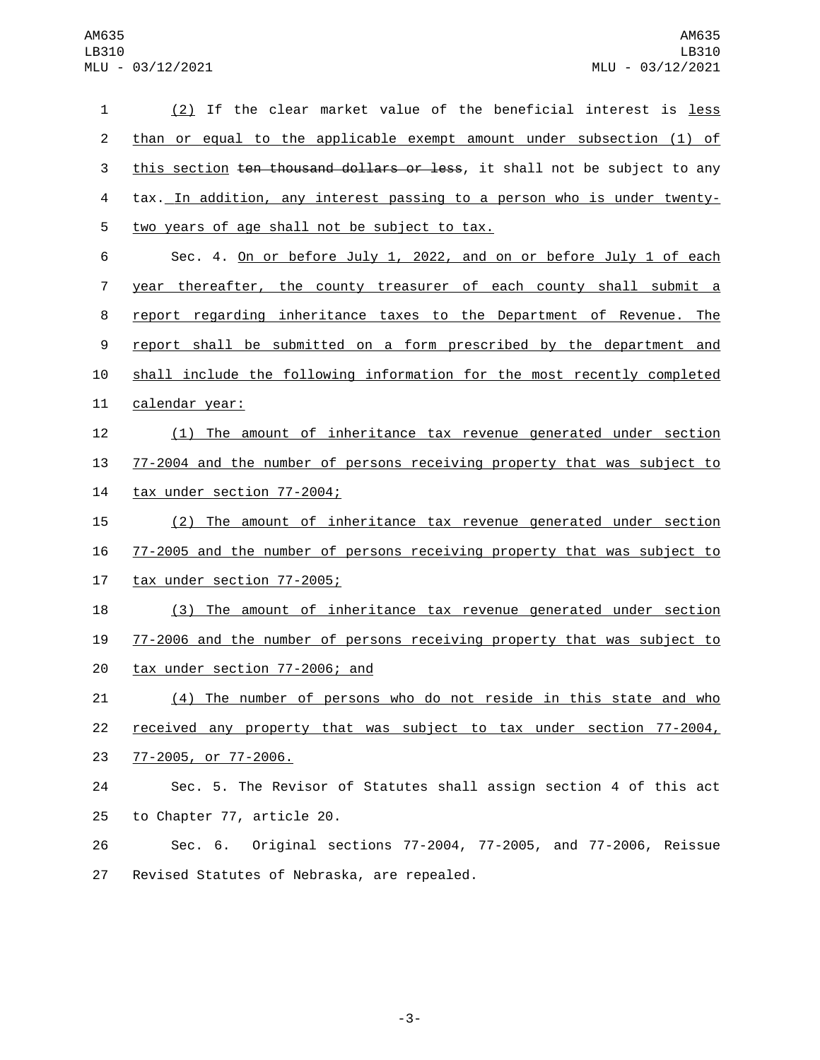(2) If the clear market value of the beneficial interest is less than or equal to the applicable exempt amount under subsection (1) of this section ~~ten thousand dollars or less~~, it shall not be subject to any tax. In addition, any interest passing to a person who is under twenty-two years of age shall not be subject to tax.

Sec. 4. On or before July 1, 2022, and on or before July 1 of each year thereafter, the county treasurer of each county shall submit a report regarding inheritance taxes to the Department of Revenue. The report shall be submitted on a form prescribed by the department and shall include the following information for the most recently completed calendar year:

(1) The amount of inheritance tax revenue generated under section 77-2004 and the number of persons receiving property that was subject to tax under section 77-2004;

(2) The amount of inheritance tax revenue generated under section 77-2005 and the number of persons receiving property that was subject to tax under section 77-2005;

(3) The amount of inheritance tax revenue generated under section 77-2006 and the number of persons receiving property that was subject to tax under section 77-2006; and

(4) The number of persons who do not reside in this state and who received any property that was subject to tax under section 77-2004, 77-2005, or 77-2006.

Sec. 5. The Revisor of Statutes shall assign section 4 of this act to Chapter 77, article 20.

Sec. 6. Original sections 77-2004, 77-2005, and 77-2006, Reissue Revised Statutes of Nebraska, are repealed.